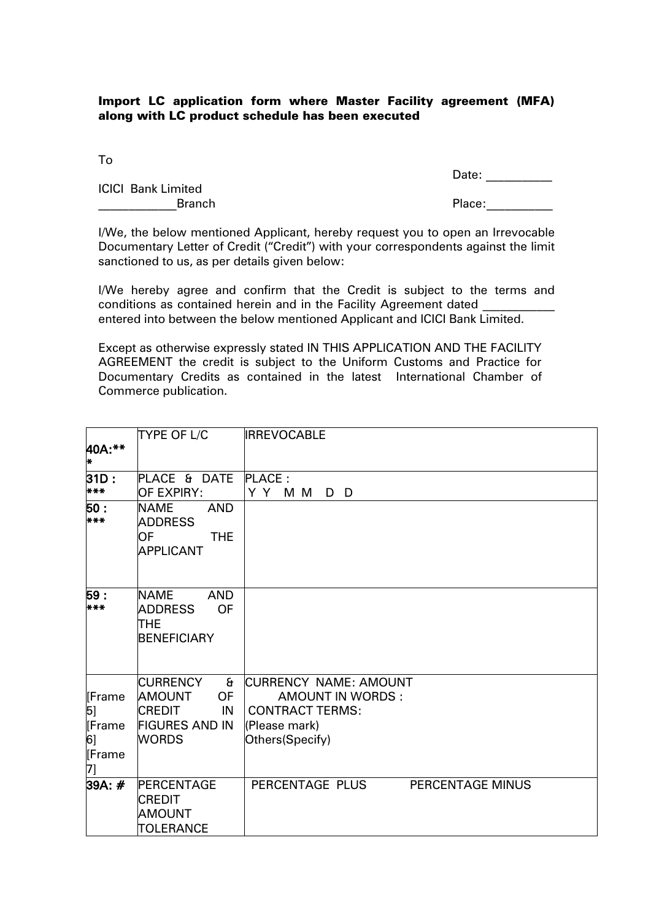**Import LC application form where Master Facility agreement (MFA) along with LC product schedule has been executed**

To

Date: __________

ICICI Bank Limited
____________Branch

Place:__________

I/We, the below mentioned Applicant, hereby request you to open an Irrevocable Documentary Letter of Credit ("Credit") with your correspondents against the limit sanctioned to us, as per details given below:

I/We hereby agree and confirm that the Credit is subject to the terms and conditions as contained herein and in the Facility Agreement dated ___________ entered into between the below mentioned Applicant and ICICI Bank Limited.

Except as otherwise expressly stated IN THIS APPLICATION AND THE FACILITY AGREEMENT the credit is subject to the Uniform Customs and Practice for Documentary Credits as contained in the latest International Chamber of Commerce publication.

| | | |
|---|---|---|
| **40A:\*\*\*** | TYPE OF L/C | IRREVOCABLE |
| **31D : \*\*\*** | PLACE & DATE OF EXPIRY: | PLACE :<br>Y Y M M D D |
| **50 : \*\*\*** | NAME AND ADDRESS OF THE APPLICANT | |
| **59 : \*\*\*** | NAME AND ADDRESS OF THE BENEFICIARY | |
| [Frame 5]<br>[Frame 6]<br>[Frame 7] | CURRENCY & AMOUNT OF CREDIT IN FIGURES AND IN WORDS | CURRENCY NAME: AMOUNT<br>AMOUNT IN WORDS :<br>CONTRACT TERMS:<br>(Please mark)<br>Others(Specify) |
| **39A: #** | PERCENTAGE CREDIT AMOUNT TOLERANCE | PERCENTAGE PLUS PERCENTAGE MINUS |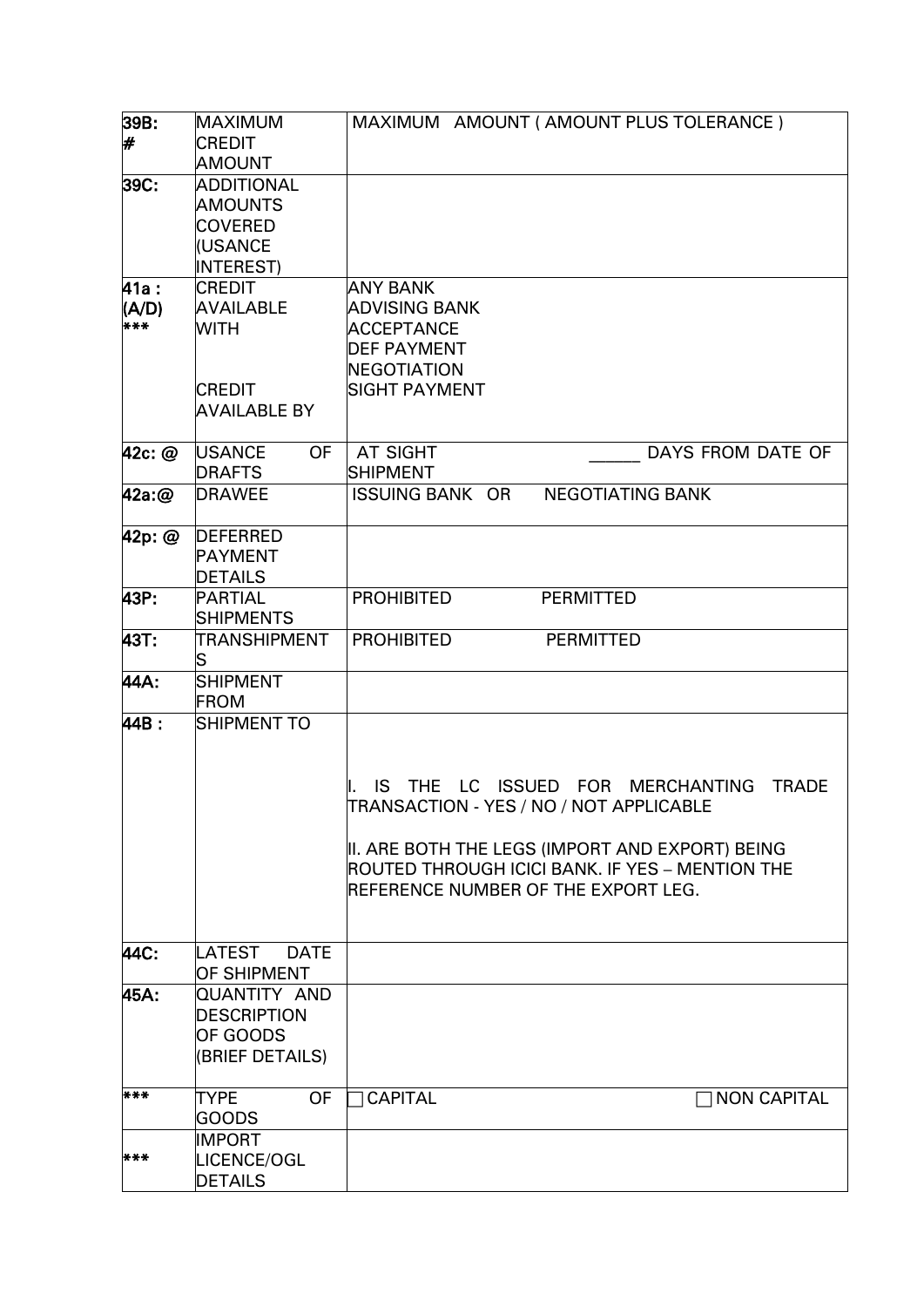| | | |
|---|---|---|
| 39B: # | MAXIMUM CREDIT AMOUNT | MAXIMUM AMOUNT ( AMOUNT PLUS TOLERANCE ) |
| 39C: | ADDITIONAL AMOUNTS COVERED (USANCE INTEREST) | |
| 41a : (A/D) *** | CREDIT AVAILABLE WITH<br><br>CREDIT AVAILABLE BY | ANY BANK<br>ADVISING BANK<br>ACCEPTANCE<br>DEF PAYMENT<br>NEGOTIATION<br>SIGHT PAYMENT |
| 42c: @ | USANCE OF DRAFTS | AT SIGHT ______ DAYS FROM DATE OF SHIPMENT |
| 42a:@ | DRAWEE | ISSUING BANK OR NEGOTIATING BANK |
| 42p: @ | DEFERRED PAYMENT DETAILS | |
| 43P: | PARTIAL SHIPMENTS | PROHIBITED PERMITTED |
| 43T: | TRANSHIPMENTS | PROHIBITED PERMITTED |
| 44A: | SHIPMENT FROM | |
| 44B : | SHIPMENT TO | I. IS THE LC ISSUED FOR MERCHANTING TRADE TRANSACTION - YES / NO / NOT APPLICABLE<br><br>II. ARE BOTH THE LEGS (IMPORT AND EXPORT) BEING ROUTED THROUGH ICICI BANK. IF YES – MENTION THE REFERENCE NUMBER OF THE EXPORT LEG. |
| 44C: | LATEST DATE OF SHIPMENT | |
| 45A: | QUANTITY AND DESCRIPTION OF GOODS (BRIEF DETAILS) | |
| *** | TYPE OF GOODS | ☐ CAPITAL ☐ NON CAPITAL |
| *** | IMPORT LICENCE/OGL DETAILS | |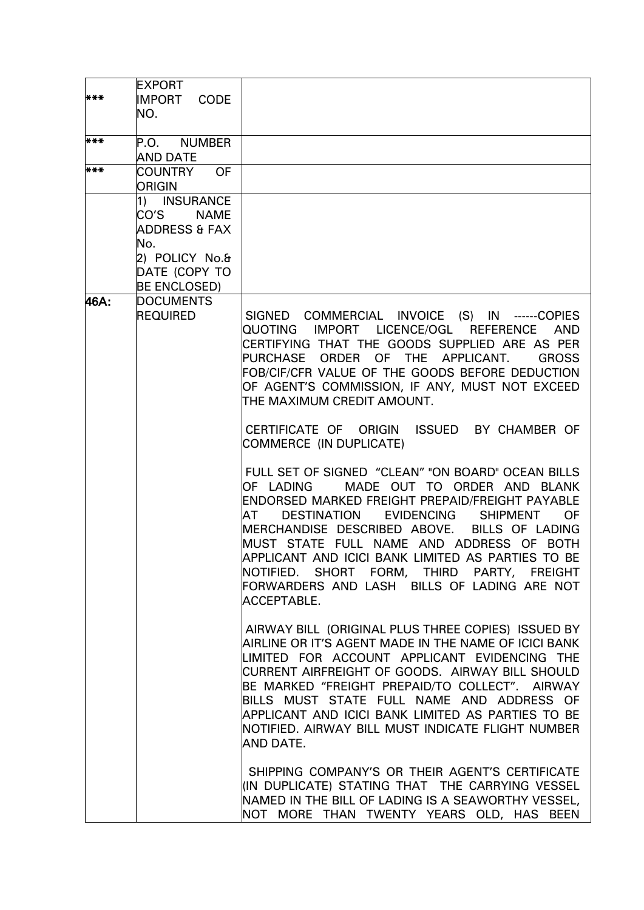| | | |
|---|---|---|
| *** | EXPORT IMPORT CODE NO. | |
| *** | P.O. NUMBER AND DATE | |
| *** | COUNTRY OF ORIGIN | |
| | 1) INSURANCE CO'S NAME ADDRESS & FAX No.<br>2) POLICY No.& DATE (COPY TO BE ENCLOSED) | |
| **46A:** | DOCUMENTS REQUIRED | SIGNED COMMERCIAL INVOICE (S) IN ------COPIES QUOTING IMPORT LICENCE/OGL REFERENCE AND CERTIFYING THAT THE GOODS SUPPLIED ARE AS PER PURCHASE ORDER OF THE APPLICANT. GROSS FOB/CIF/CFR VALUE OF THE GOODS BEFORE DEDUCTION OF AGENT'S COMMISSION, IF ANY, MUST NOT EXCEED THE MAXIMUM CREDIT AMOUNT.<br><br>CERTIFICATE OF ORIGIN ISSUED BY CHAMBER OF COMMERCE (IN DUPLICATE)<br><br>FULL SET OF SIGNED "CLEAN" "ON BOARD" OCEAN BILLS OF LADING MADE OUT TO ORDER AND BLANK ENDORSED MARKED FREIGHT PREPAID/FREIGHT PAYABLE AT DESTINATION EVIDENCING SHIPMENT OF MERCHANDISE DESCRIBED ABOVE. BILLS OF LADING MUST STATE FULL NAME AND ADDRESS OF BOTH APPLICANT AND ICICI BANK LIMITED AS PARTIES TO BE NOTIFIED. SHORT FORM, THIRD PARTY, FREIGHT FORWARDERS AND LASH BILLS OF LADING ARE NOT ACCEPTABLE.<br><br>AIRWAY BILL (ORIGINAL PLUS THREE COPIES) ISSUED BY AIRLINE OR IT'S AGENT MADE IN THE NAME OF ICICI BANK LIMITED FOR ACCOUNT APPLICANT EVIDENCING THE CURRENT AIRFREIGHT OF GOODS. AIRWAY BILL SHOULD BE MARKED "FREIGHT PREPAID/TO COLLECT". AIRWAY BILLS MUST STATE FULL NAME AND ADDRESS OF APPLICANT AND ICICI BANK LIMITED AS PARTIES TO BE NOTIFIED. AIRWAY BILL MUST INDICATE FLIGHT NUMBER AND DATE.<br><br>SHIPPING COMPANY'S OR THEIR AGENT'S CERTIFICATE (IN DUPLICATE) STATING THAT THE CARRYING VESSEL NAMED IN THE BILL OF LADING IS A SEAWORTHY VESSEL, NOT MORE THAN TWENTY YEARS OLD, HAS BEEN |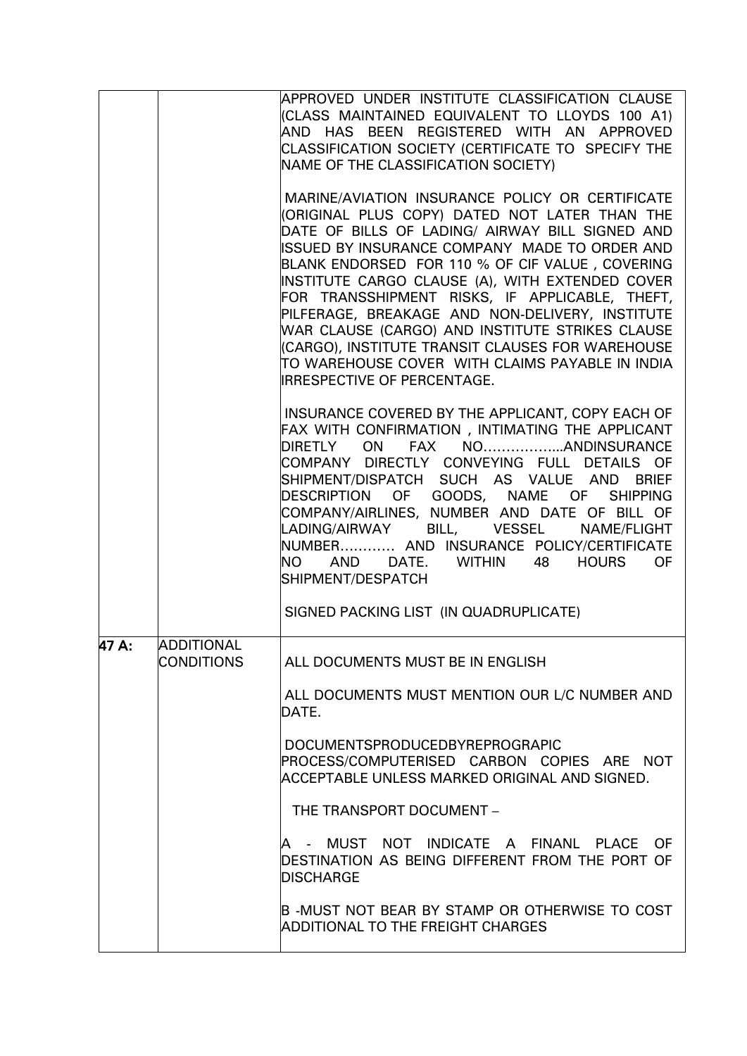| | | |
|---|---|---|
| | | APPROVED UNDER INSTITUTE CLASSIFICATION CLAUSE (CLASS MAINTAINED EQUIVALENT TO LLOYDS 100 A1) AND HAS BEEN REGISTERED WITH AN APPROVED CLASSIFICATION SOCIETY (CERTIFICATE TO SPECIFY THE NAME OF THE CLASSIFICATION SOCIETY)<br><br>MARINE/AVIATION INSURANCE POLICY OR CERTIFICATE (ORIGINAL PLUS COPY) DATED NOT LATER THAN THE DATE OF BILLS OF LADING/ AIRWAY BILL SIGNED AND ISSUED BY INSURANCE COMPANY MADE TO ORDER AND BLANK ENDORSED FOR 110 % OF CIF VALUE , COVERING INSTITUTE CARGO CLAUSE (A), WITH EXTENDED COVER FOR TRANSSHIPMENT RISKS, IF APPLICABLE, THEFT, PILFERAGE, BREAKAGE AND NON-DELIVERY, INSTITUTE WAR CLAUSE (CARGO) AND INSTITUTE STRIKES CLAUSE (CARGO), INSTITUTE TRANSIT CLAUSES FOR WAREHOUSE TO WAREHOUSE COVER WITH CLAIMS PAYABLE IN INDIA IRRESPECTIVE OF PERCENTAGE.<br><br>INSURANCE COVERED BY THE APPLICANT, COPY EACH OF FAX WITH CONFIRMATION , INTIMATING THE APPLICANT DIRETLY ON FAX NO……………...ANDINSURANCE COMPANY DIRECTLY CONVEYING FULL DETAILS OF SHIPMENT/DISPATCH SUCH AS VALUE AND BRIEF DESCRIPTION OF GOODS, NAME OF SHIPPING COMPANY/AIRLINES, NUMBER AND DATE OF BILL OF LADING/AIRWAY BILL, VESSEL NAME/FLIGHT NUMBER………… AND INSURANCE POLICY/CERTIFICATE NO AND DATE. WITHIN 48 HOURS OF SHIPMENT/DESPATCH<br><br>SIGNED PACKING LIST (IN QUADRUPLICATE) |
| **47 A:** | ADDITIONAL CONDITIONS | ALL DOCUMENTS MUST BE IN ENGLISH<br><br>ALL DOCUMENTS MUST MENTION OUR L/C NUMBER AND DATE.<br><br>DOCUMENTSPRODUCEDBYREPROGRAPIC PROCESS/COMPUTERISED CARBON COPIES ARE NOT ACCEPTABLE UNLESS MARKED ORIGINAL AND SIGNED.<br><br>THE TRANSPORT DOCUMENT –<br><br>A - MUST NOT INDICATE A FINANL PLACE OF DESTINATION AS BEING DIFFERENT FROM THE PORT OF DISCHARGE<br><br>B -MUST NOT BEAR BY STAMP OR OTHERWISE TO COST ADDITIONAL TO THE FREIGHT CHARGES |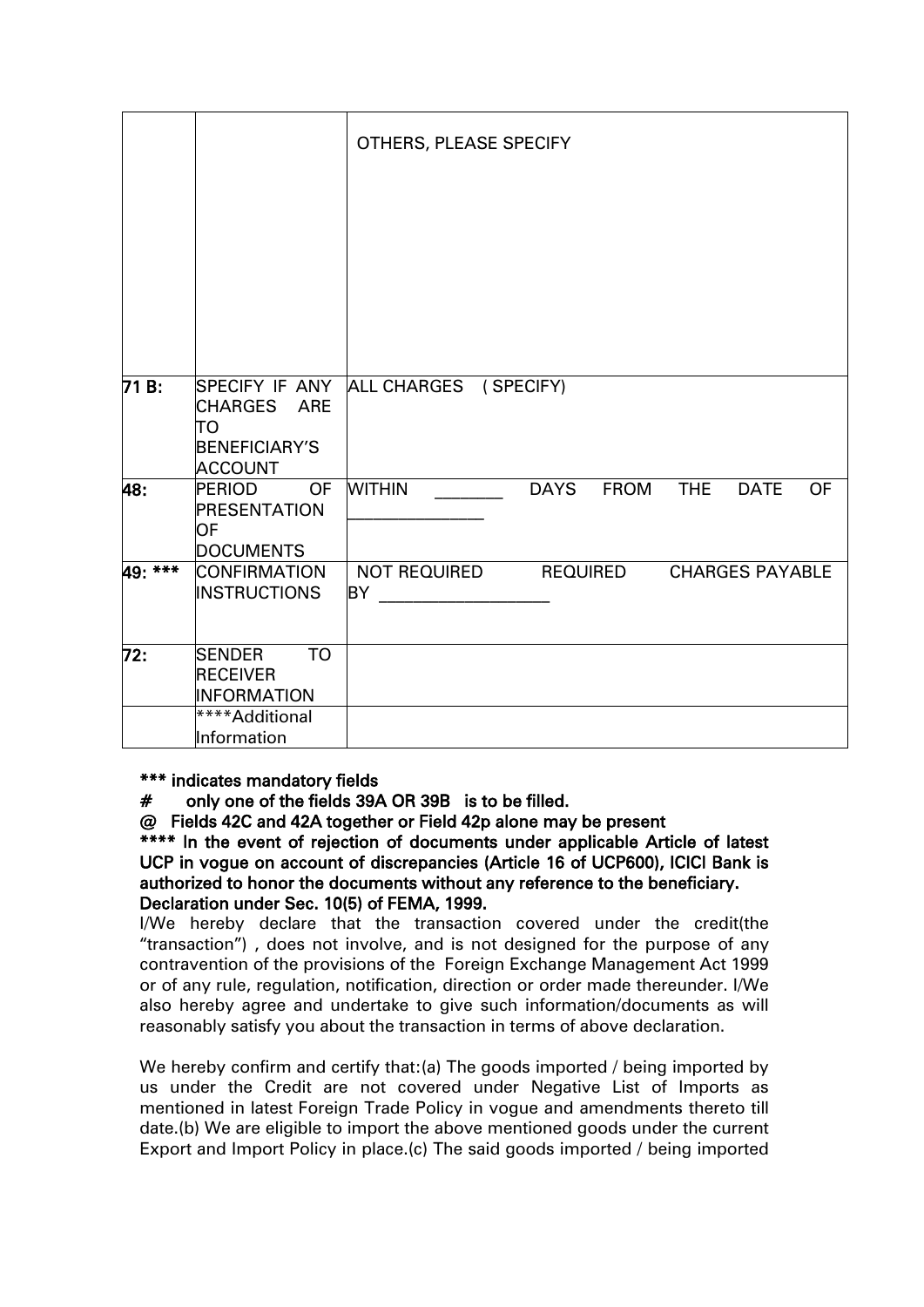| | | |
|---|---|---|
| | | OTHERS, PLEASE SPECIFY |
| 71 B: | SPECIFY IF ANY CHARGES ARE TO BENEFICIARY'S ACCOUNT | ALL CHARGES ( SPECIFY) |
| 48: | PERIOD OF PRESENTATION OF DOCUMENTS | WITHIN _______ DAYS FROM THE DATE OF ______________ |
| 49: *** | CONFIRMATION INSTRUCTIONS | NOT REQUIRED REQUIRED CHARGES PAYABLE BY __________________ |
| 72: | SENDER TO RECEIVER INFORMATION | |
| | ****Additional Information | |

**\*\*\* indicates mandatory fields**

**# only one of the fields 39A OR 39B is to be filled.**

**@ Fields 42C and 42A together or Field 42p alone may be present**

**\*\*\*\* In the event of rejection of documents under applicable Article of latest UCP in vogue on account of discrepancies (Article 16 of UCP600), ICICI Bank is authorized to honor the documents without any reference to the beneficiary.**

**Declaration under Sec. 10(5) of FEMA, 1999.**

I/We hereby declare that the transaction covered under the credit(the "transaction") , does not involve, and is not designed for the purpose of any contravention of the provisions of the Foreign Exchange Management Act 1999 or of any rule, regulation, notification, direction or order made thereunder. I/We also hereby agree and undertake to give such information/documents as will reasonably satisfy you about the transaction in terms of above declaration.

We hereby confirm and certify that:(a) The goods imported / being imported by us under the Credit are not covered under Negative List of Imports as mentioned in latest Foreign Trade Policy in vogue and amendments thereto till date.(b) We are eligible to import the above mentioned goods under the current Export and Import Policy in place.(c) The said goods imported / being imported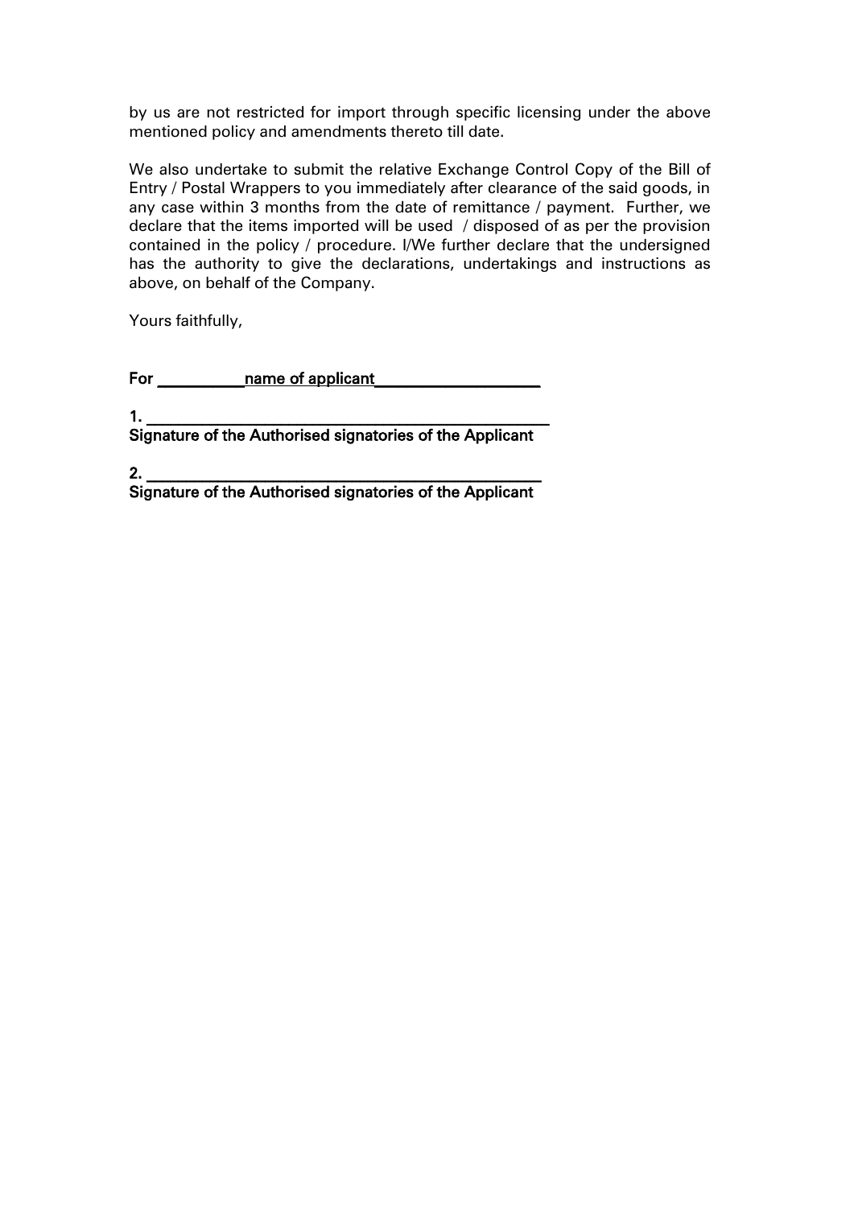by us are not restricted for import through specific licensing under the above mentioned policy and amendments thereto till date.

We also undertake to submit the relative Exchange Control Copy of the Bill of Entry / Postal Wrappers to you immediately after clearance of the said goods, in any case within 3 months from the date of remittance / payment. Further, we declare that the items imported will be used / disposed of as per the provision contained in the policy / procedure. I/We further declare that the undersigned has the authority to give the declarations, undertakings and instructions as above, on behalf of the Company.

Yours faithfully,

**For __________name of applicant___________________**

**1. _______________________________________________**
**Signature of the Authorised signatories of the Applicant**

**2. _______________________________________________**
**Signature of the Authorised signatories of the Applicant**